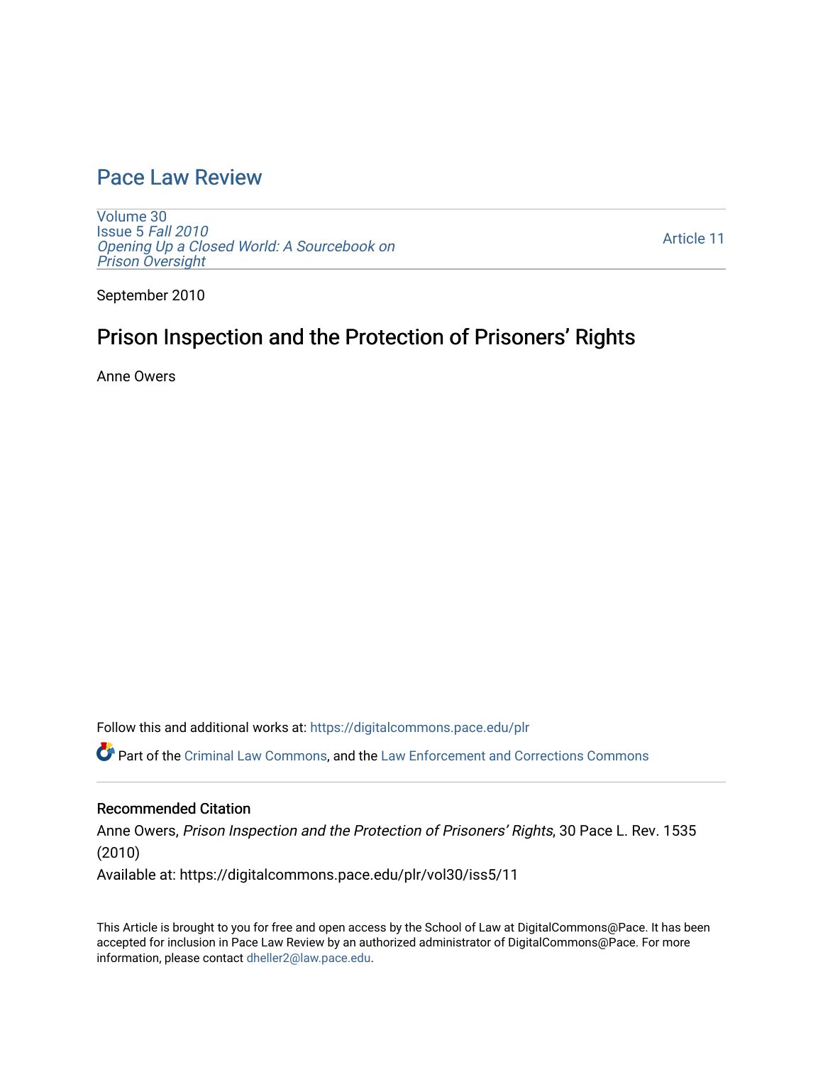# Pace Law Review

Volume 30
Issue 5 *Fall 2010*
*Opening Up a Closed World: A Sourcebook on Prison Oversight*

Article 11

September 2010

## Prison Inspection and the Protection of Prisoners' Rights

Anne Owers

Follow this and additional works at: https://digitalcommons.pace.edu/plr

Part of the Criminal Law Commons, and the Law Enforcement and Corrections Commons

### Recommended Citation

Anne Owers, *Prison Inspection and the Protection of Prisoners' Rights*, 30 Pace L. Rev. 1535 (2010)

Available at: https://digitalcommons.pace.edu/plr/vol30/iss5/11

This Article is brought to you for free and open access by the School of Law at DigitalCommons@Pace. It has been accepted for inclusion in Pace Law Review by an authorized administrator of DigitalCommons@Pace. For more information, please contact dheller2@law.pace.edu.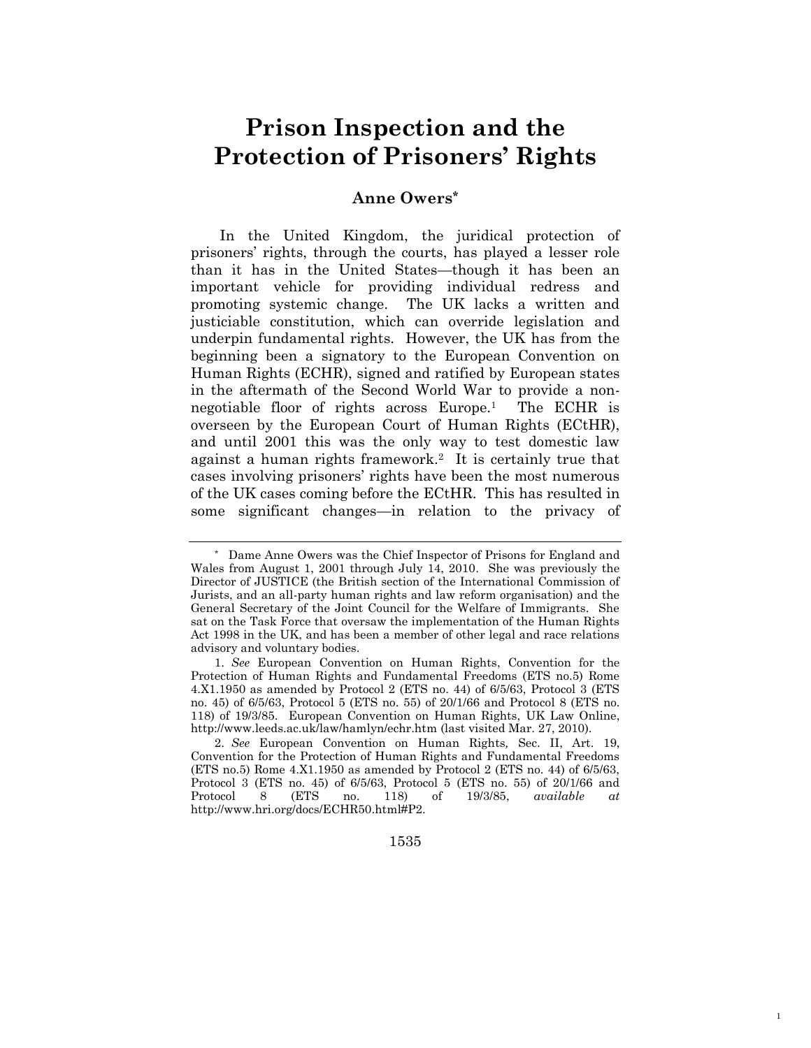# Prison Inspection and the Protection of Prisoners' Rights

**Anne Owers***

In the United Kingdom, the juridical protection of prisoners' rights, through the courts, has played a lesser role than it has in the United States—though it has been an important vehicle for providing individual redress and promoting systemic change. The UK lacks a written and justiciable constitution, which can override legislation and underpin fundamental rights. However, the UK has from the beginning been a signatory to the European Convention on Human Rights (ECHR), signed and ratified by European states in the aftermath of the Second World War to provide a non-negotiable floor of rights across Europe.[1] The ECHR is overseen by the European Court of Human Rights (ECtHR), and until 2001 this was the only way to test domestic law against a human rights framework.[2] It is certainly true that cases involving prisoners' rights have been the most numerous of the UK cases coming before the ECtHR. This has resulted in some significant changes—in relation to the privacy of

---

\* Dame Anne Owers was the Chief Inspector of Prisons for England and Wales from August 1, 2001 through July 14, 2010. She was previously the Director of JUSTICE (the British section of the International Commission of Jurists, and an all-party human rights and law reform organisation) and the General Secretary of the Joint Council for the Welfare of Immigrants. She sat on the Task Force that oversaw the implementation of the Human Rights Act 1998 in the UK, and has been a member of other legal and race relations advisory and voluntary bodies.

1. *See* European Convention on Human Rights, Convention for the Protection of Human Rights and Fundamental Freedoms (ETS no.5) Rome 4.X1.1950 as amended by Protocol 2 (ETS no. 44) of 6/5/63, Protocol 3 (ETS no. 45) of 6/5/63, Protocol 5 (ETS no. 55) of 20/1/66 and Protocol 8 (ETS no. 118) of 19/3/85. European Convention on Human Rights, UK Law Online, http://www.leeds.ac.uk/law/hamlyn/echr.htm (last visited Mar. 27, 2010).

2. *See* European Convention on Human Rights*,* Sec. II, Art. 19, Convention for the Protection of Human Rights and Fundamental Freedoms (ETS no.5) Rome 4.X1.1950 as amended by Protocol 2 (ETS no. 44) of 6/5/63, Protocol 3 (ETS no. 45) of 6/5/63, Protocol 5 (ETS no. 55) of 20/1/66 and Protocol 8 (ETS no. 118) of 19/3/85, *available at* http://www.hri.org/docs/ECHR50.html#P2.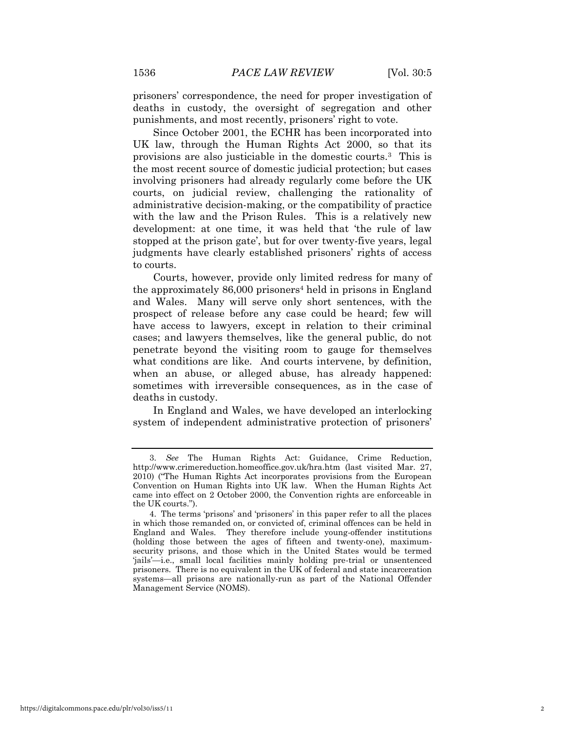prisoners' correspondence, the need for proper investigation of deaths in custody, the oversight of segregation and other punishments, and most recently, prisoners' right to vote.

Since October 2001, the ECHR has been incorporated into UK law, through the Human Rights Act 2000, so that its provisions are also justiciable in the domestic courts.[3] This is the most recent source of domestic judicial protection; but cases involving prisoners had already regularly come before the UK courts, on judicial review, challenging the rationality of administrative decision-making, or the compatibility of practice with the law and the Prison Rules. This is a relatively new development: at one time, it was held that 'the rule of law stopped at the prison gate', but for over twenty-five years, legal judgments have clearly established prisoners' rights of access to courts.

Courts, however, provide only limited redress for many of the approximately 86,000 prisoners[4] held in prisons in England and Wales. Many will serve only short sentences, with the prospect of release before any case could be heard; few will have access to lawyers, except in relation to their criminal cases; and lawyers themselves, like the general public, do not penetrate beyond the visiting room to gauge for themselves what conditions are like. And courts intervene, by definition, when an abuse, or alleged abuse, has already happened: sometimes with irreversible consequences, as in the case of deaths in custody.

In England and Wales, we have developed an interlocking system of independent administrative protection of prisoners'

---

3. *See* The Human Rights Act: Guidance, Crime Reduction, http://www.crimereduction.homeoffice.gov.uk/hra.htm (last visited Mar. 27, 2010) ("The Human Rights Act incorporates provisions from the European Convention on Human Rights into UK law. When the Human Rights Act came into effect on 2 October 2000, the Convention rights are enforceable in the UK courts.").

4. The terms 'prisons' and 'prisoners' in this paper refer to all the places in which those remanded on, or convicted of, criminal offences can be held in England and Wales. They therefore include young-offender institutions (holding those between the ages of fifteen and twenty-one), maximum-security prisons, and those which in the United States would be termed 'jails'—i.e., small local facilities mainly holding pre-trial or unsentenced prisoners. There is no equivalent in the UK of federal and state incarceration systems—all prisons are nationally-run as part of the National Offender Management Service (NOMS).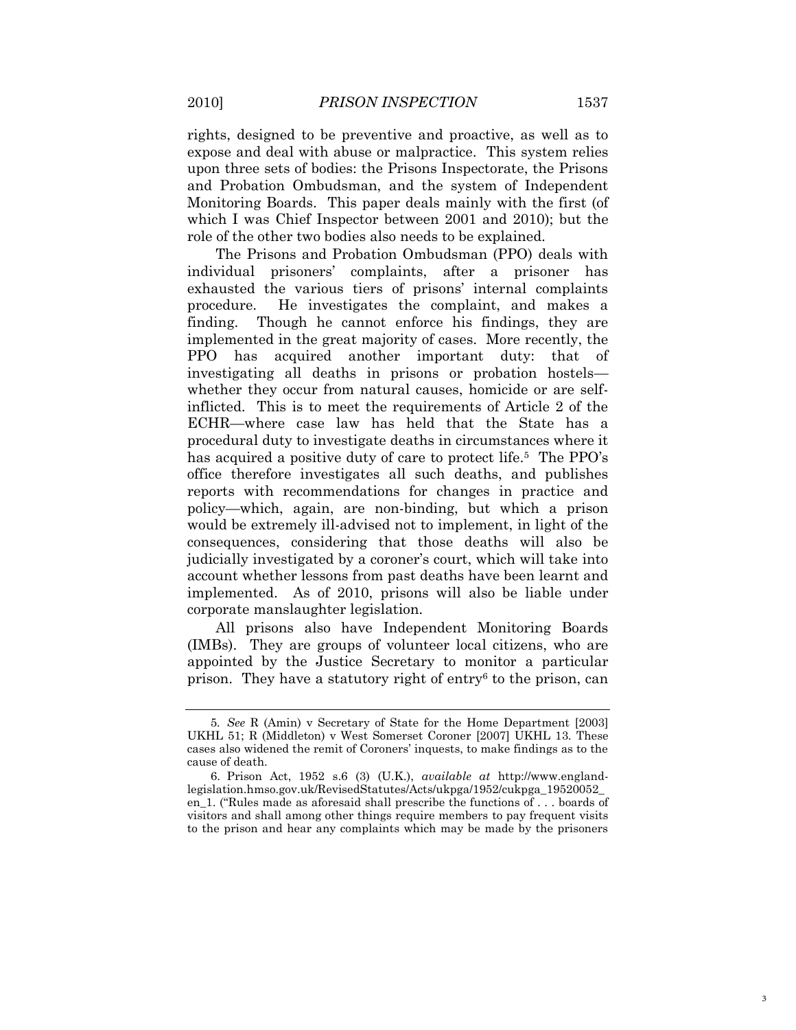rights, designed to be preventive and proactive, as well as to expose and deal with abuse or malpractice. This system relies upon three sets of bodies: the Prisons Inspectorate, the Prisons and Probation Ombudsman, and the system of Independent Monitoring Boards. This paper deals mainly with the first (of which I was Chief Inspector between 2001 and 2010); but the role of the other two bodies also needs to be explained.

The Prisons and Probation Ombudsman (PPO) deals with individual prisoners' complaints, after a prisoner has exhausted the various tiers of prisons' internal complaints procedure. He investigates the complaint, and makes a finding. Though he cannot enforce his findings, they are implemented in the great majority of cases. More recently, the PPO has acquired another important duty: that of investigating all deaths in prisons or probation hostels—whether they occur from natural causes, homicide or are self-inflicted. This is to meet the requirements of Article 2 of the ECHR—where case law has held that the State has a procedural duty to investigate deaths in circumstances where it has acquired a positive duty of care to protect life.[5] The PPO's office therefore investigates all such deaths, and publishes reports with recommendations for changes in practice and policy—which, again, are non-binding, but which a prison would be extremely ill-advised not to implement, in light of the consequences, considering that those deaths will also be judicially investigated by a coroner's court, which will take into account whether lessons from past deaths have been learnt and implemented. As of 2010, prisons will also be liable under corporate manslaughter legislation.

All prisons also have Independent Monitoring Boards (IMBs). They are groups of volunteer local citizens, who are appointed by the Justice Secretary to monitor a particular prison. They have a statutory right of entry[6] to the prison, can

---

5. *See* R (Amin) v Secretary of State for the Home Department [2003] UKHL 51; R (Middleton) v West Somerset Coroner [2007] UKHL 13. These cases also widened the remit of Coroners' inquests, to make findings as to the cause of death.

6. Prison Act, 1952 s.6 (3) (U.K.), *available at* http://www.england-legislation.hmso.gov.uk/RevisedStatutes/Acts/ukpga/1952/cukpga_19520052_en_1. ("Rules made as aforesaid shall prescribe the functions of . . . boards of visitors and shall among other things require members to pay frequent visits to the prison and hear any complaints which may be made by the prisoners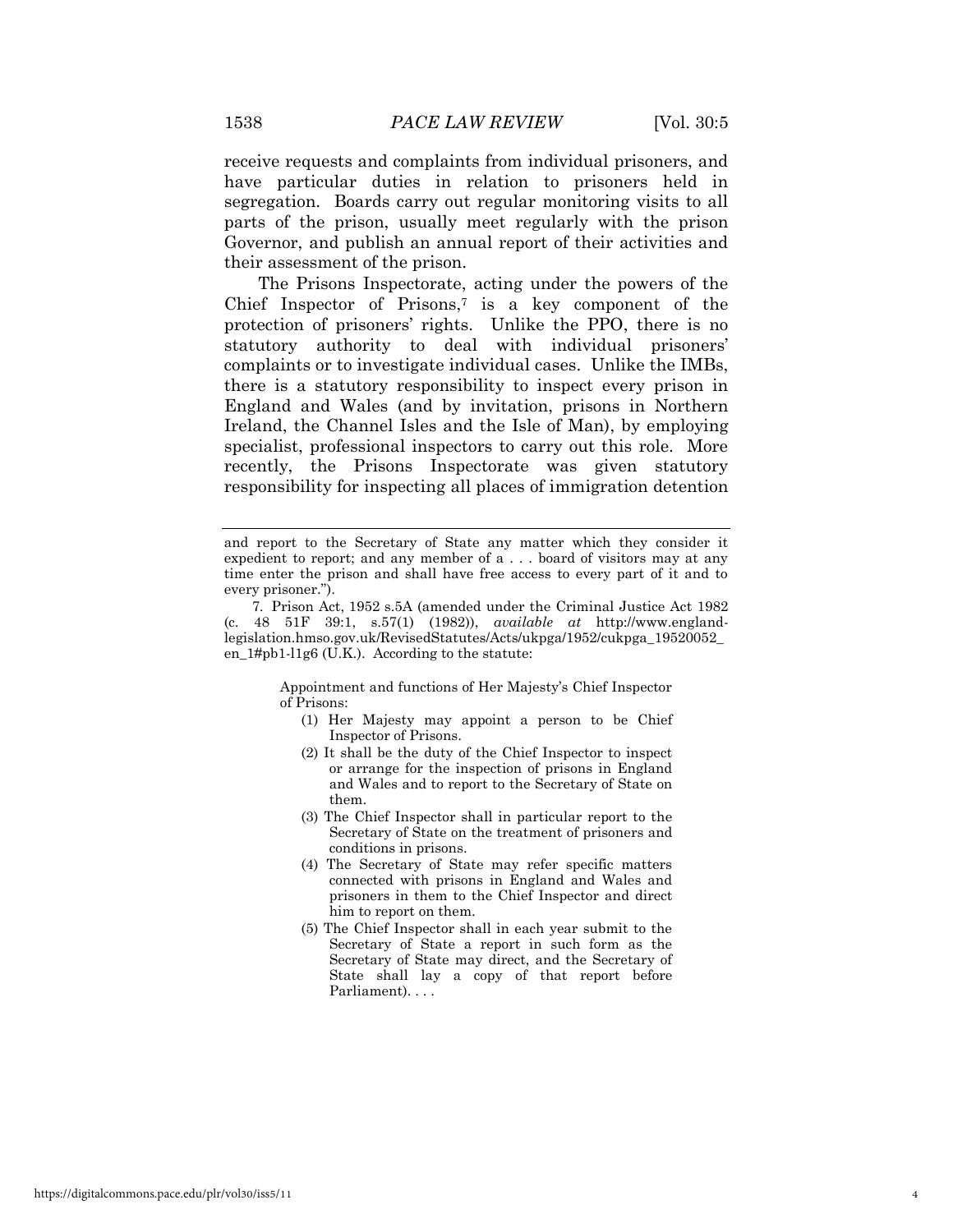receive requests and complaints from individual prisoners, and have particular duties in relation to prisoners held in segregation. Boards carry out regular monitoring visits to all parts of the prison, usually meet regularly with the prison Governor, and publish an annual report of their activities and their assessment of the prison.

The Prisons Inspectorate, acting under the powers of the Chief Inspector of Prisons,[7] is a key component of the protection of prisoners' rights. Unlike the PPO, there is no statutory authority to deal with individual prisoners' complaints or to investigate individual cases. Unlike the IMBs, there is a statutory responsibility to inspect every prison in England and Wales (and by invitation, prisons in Northern Ireland, the Channel Isles and the Isle of Man), by employing specialist, professional inspectors to carry out this role. More recently, the Prisons Inspectorate was given statutory responsibility for inspecting all places of immigration detention

---

and report to the Secretary of State any matter which they consider it expedient to report; and any member of a . . . board of visitors may at any time enter the prison and shall have free access to every part of it and to every prisoner.").

7. Prison Act, 1952 s.5A (amended under the Criminal Justice Act 1982 (c. 48 51F 39:1, s.57(1) (1982)), *available at* http://www.england-legislation.hmso.gov.uk/RevisedStatutes/Acts/ukpga/1952/cukpga_19520052_en_1#pb1-l1g6 (U.K.). According to the statute:

> Appointment and functions of Her Majesty's Chief Inspector of Prisons:
>
> (1) Her Majesty may appoint a person to be Chief Inspector of Prisons.
>
> (2) It shall be the duty of the Chief Inspector to inspect or arrange for the inspection of prisons in England and Wales and to report to the Secretary of State on them.
>
> (3) The Chief Inspector shall in particular report to the Secretary of State on the treatment of prisoners and conditions in prisons.
>
> (4) The Secretary of State may refer specific matters connected with prisons in England and Wales and prisoners in them to the Chief Inspector and direct him to report on them.
>
> (5) The Chief Inspector shall in each year submit to the Secretary of State a report in such form as the Secretary of State may direct, and the Secretary of State shall lay a copy of that report before Parliament). . . .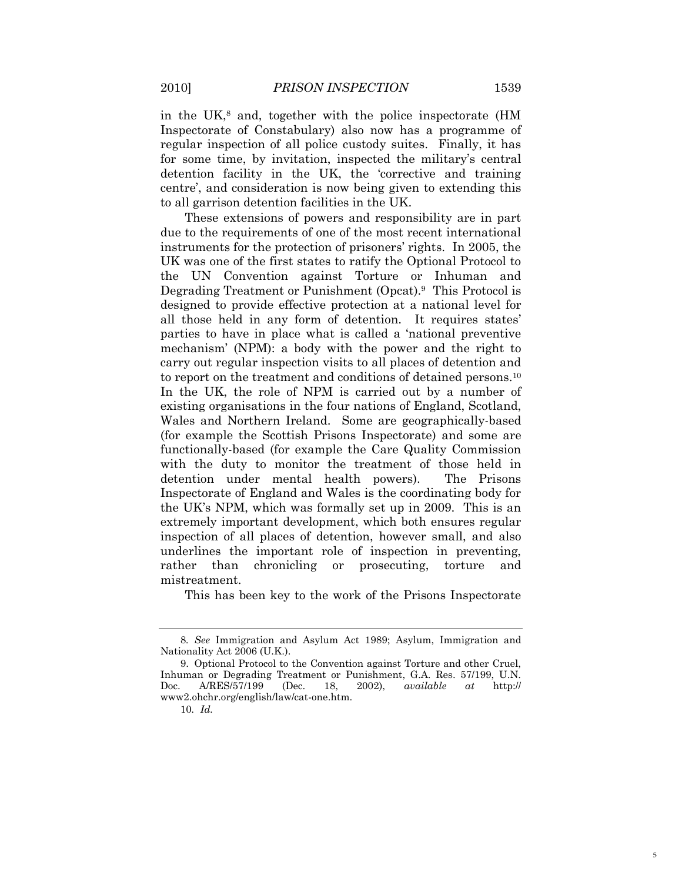in the UK,[8] and, together with the police inspectorate (HM Inspectorate of Constabulary) also now has a programme of regular inspection of all police custody suites. Finally, it has for some time, by invitation, inspected the military's central detention facility in the UK, the 'corrective and training centre', and consideration is now being given to extending this to all garrison detention facilities in the UK.

These extensions of powers and responsibility are in part due to the requirements of one of the most recent international instruments for the protection of prisoners' rights. In 2005, the UK was one of the first states to ratify the Optional Protocol to the UN Convention against Torture or Inhuman and Degrading Treatment or Punishment (Opcat).[9] This Protocol is designed to provide effective protection at a national level for all those held in any form of detention. It requires states' parties to have in place what is called a 'national preventive mechanism' (NPM): a body with the power and the right to carry out regular inspection visits to all places of detention and to report on the treatment and conditions of detained persons.[10] In the UK, the role of NPM is carried out by a number of existing organisations in the four nations of England, Scotland, Wales and Northern Ireland. Some are geographically-based (for example the Scottish Prisons Inspectorate) and some are functionally-based (for example the Care Quality Commission with the duty to monitor the treatment of those held in detention under mental health powers). The Prisons Inspectorate of England and Wales is the coordinating body for the UK's NPM, which was formally set up in 2009. This is an extremely important development, which both ensures regular inspection of all places of detention, however small, and also underlines the important role of inspection in preventing, rather than chronicling or prosecuting, torture and mistreatment.

This has been key to the work of the Prisons Inspectorate

---

8. *See* Immigration and Asylum Act 1989; Asylum, Immigration and Nationality Act 2006 (U.K.).

9. Optional Protocol to the Convention against Torture and other Cruel, Inhuman or Degrading Treatment or Punishment, G.A. Res. 57/199, U.N. Doc. A/RES/57/199 (Dec. 18, 2002), *available at* http://www2.ohchr.org/english/law/cat-one.htm.

10. *Id.*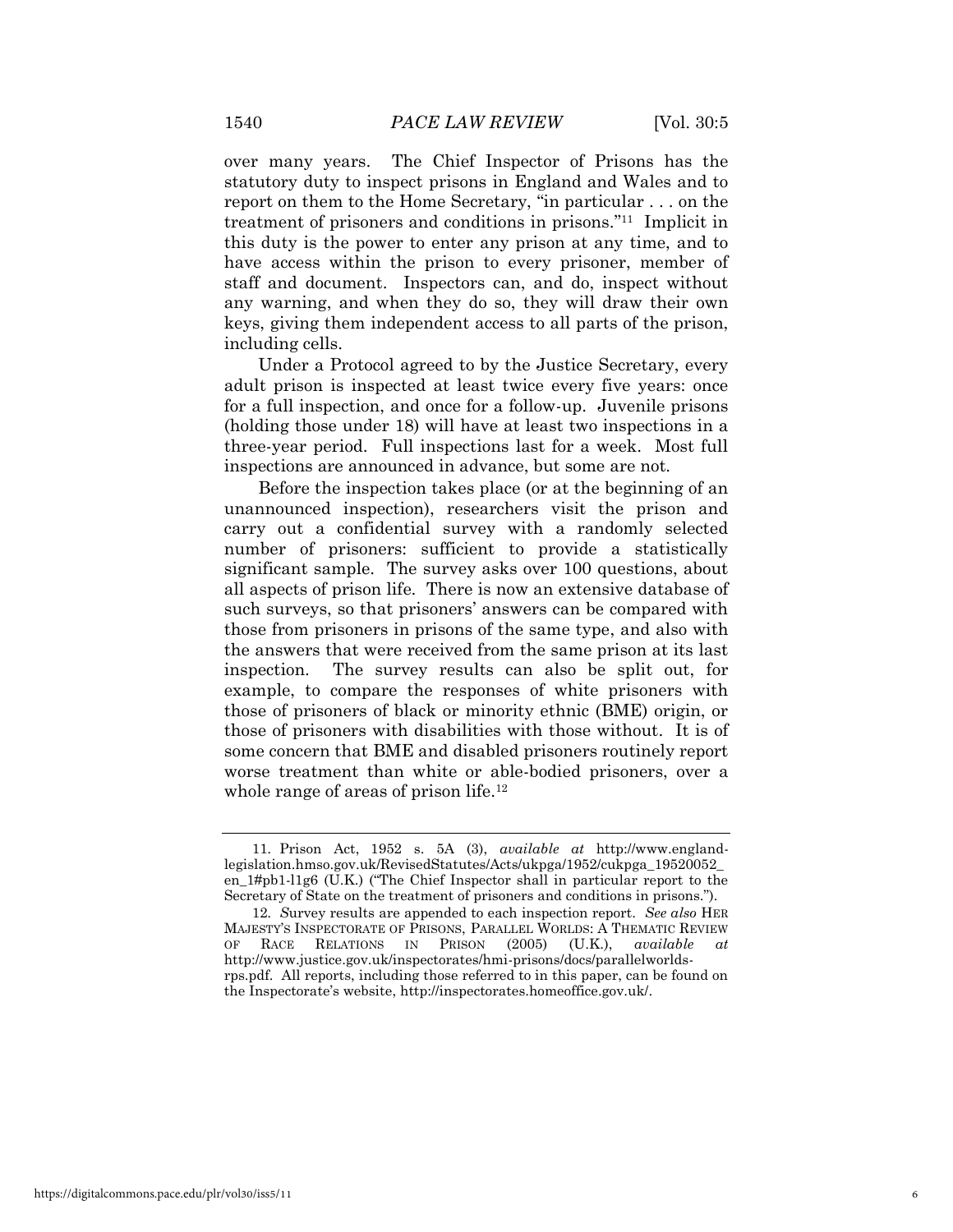over many years. The Chief Inspector of Prisons has the statutory duty to inspect prisons in England and Wales and to report on them to the Home Secretary, "in particular . . . on the treatment of prisoners and conditions in prisons."[11] Implicit in this duty is the power to enter any prison at any time, and to have access within the prison to every prisoner, member of staff and document. Inspectors can, and do, inspect without any warning, and when they do so, they will draw their own keys, giving them independent access to all parts of the prison, including cells.

Under a Protocol agreed to by the Justice Secretary, every adult prison is inspected at least twice every five years: once for a full inspection, and once for a follow-up. Juvenile prisons (holding those under 18) will have at least two inspections in a three-year period. Full inspections last for a week. Most full inspections are announced in advance, but some are not.

Before the inspection takes place (or at the beginning of an unannounced inspection), researchers visit the prison and carry out a confidential survey with a randomly selected number of prisoners: sufficient to provide a statistically significant sample. The survey asks over 100 questions, about all aspects of prison life. There is now an extensive database of such surveys, so that prisoners' answers can be compared with those from prisoners in prisons of the same type, and also with the answers that were received from the same prison at its last inspection. The survey results can also be split out, for example, to compare the responses of white prisoners with those of prisoners of black or minority ethnic (BME) origin, or those of prisoners with disabilities with those without. It is of some concern that BME and disabled prisoners routinely report worse treatment than white or able-bodied prisoners, over a whole range of areas of prison life.[12]

---

11. Prison Act, 1952 s. 5A (3), *available at* http://www.england-legislation.hmso.gov.uk/RevisedStatutes/Acts/ukpga/1952/cukpga_19520052_en_1#pb1-l1g6 (U.K.) ("The Chief Inspector shall in particular report to the Secretary of State on the treatment of prisoners and conditions in prisons.").

12. Survey results are appended to each inspection report. *See also* HER MAJESTY'S INSPECTORATE OF PRISONS, PARALLEL WORLDS: A THEMATIC REVIEW OF RACE RELATIONS IN PRISON (2005) (U.K.), *available at* http://www.justice.gov.uk/inspectorates/hmi-prisons/docs/parallelworlds-rps.pdf. All reports, including those referred to in this paper, can be found on the Inspectorate's website, http://inspectorates.homeoffice.gov.uk/.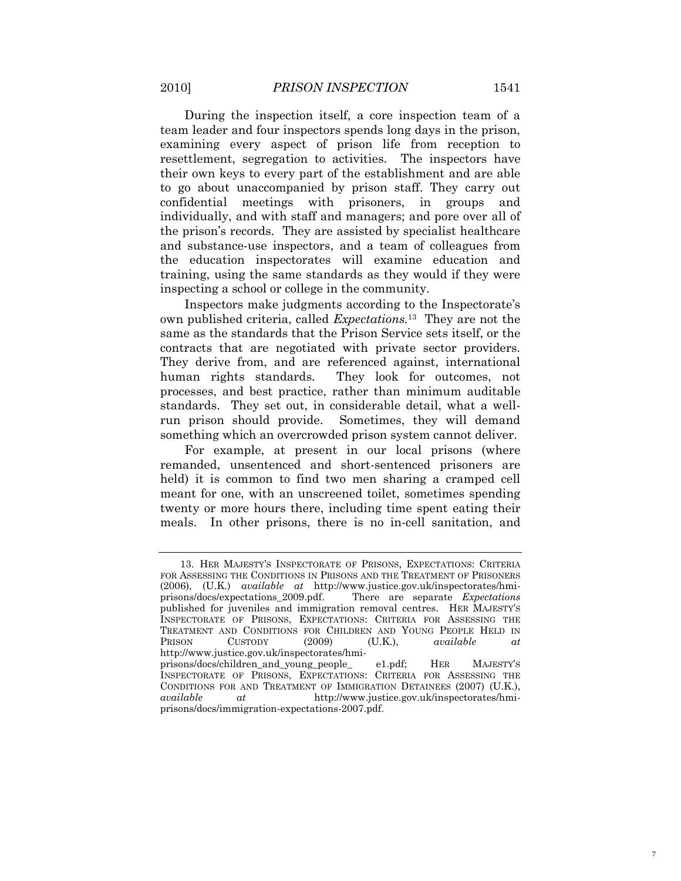During the inspection itself, a core inspection team of a team leader and four inspectors spends long days in the prison, examining every aspect of prison life from reception to resettlement, segregation to activities. The inspectors have their own keys to every part of the establishment and are able to go about unaccompanied by prison staff. They carry out confidential meetings with prisoners, in groups and individually, and with staff and managers; and pore over all of the prison's records. They are assisted by specialist healthcare and substance-use inspectors, and a team of colleagues from the education inspectorates will examine education and training, using the same standards as they would if they were inspecting a school or college in the community.

Inspectors make judgments according to the Inspectorate's own published criteria, called *Expectations.*[13] They are not the same as the standards that the Prison Service sets itself, or the contracts that are negotiated with private sector providers. They derive from, and are referenced against, international human rights standards. They look for outcomes, not processes, and best practice, rather than minimum auditable standards. They set out, in considerable detail, what a well-run prison should provide. Sometimes, they will demand something which an overcrowded prison system cannot deliver.

For example, at present in our local prisons (where remanded, unsentenced and short-sentenced prisoners are held) it is common to find two men sharing a cramped cell meant for one, with an unscreened toilet, sometimes spending twenty or more hours there, including time spent eating their meals. In other prisons, there is no in-cell sanitation, and

---

13. HER MAJESTY'S INSPECTORATE OF PRISONS, EXPECTATIONS: CRITERIA FOR ASSESSING THE CONDITIONS IN PRISONS AND THE TREATMENT OF PRISONERS (2006), (U.K.) *available at* http://www.justice.gov.uk/inspectorates/hmi-prisons/docs/expectations_2009.pdf. There are separate *Expectations* published for juveniles and immigration removal centres. HER MAJESTY'S INSPECTORATE OF PRISONS, EXPECTATIONS: CRITERIA FOR ASSESSING THE TREATMENT AND CONDITIONS FOR CHILDREN AND YOUNG PEOPLE HELD IN PRISON CUSTODY (2009) (U.K.), *available at* http://www.justice.gov.uk/inspectorates/hmi-prisons/docs/children_and_young_people_ e1.pdf; HER MAJESTY'S INSPECTORATE OF PRISONS, EXPECTATIONS: CRITERIA FOR ASSESSING THE CONDITIONS FOR AND TREATMENT OF IMMIGRATION DETAINEES (2007) (U.K.), *available at* http://www.justice.gov.uk/inspectorates/hmi-prisons/docs/immigration-expectations-2007.pdf.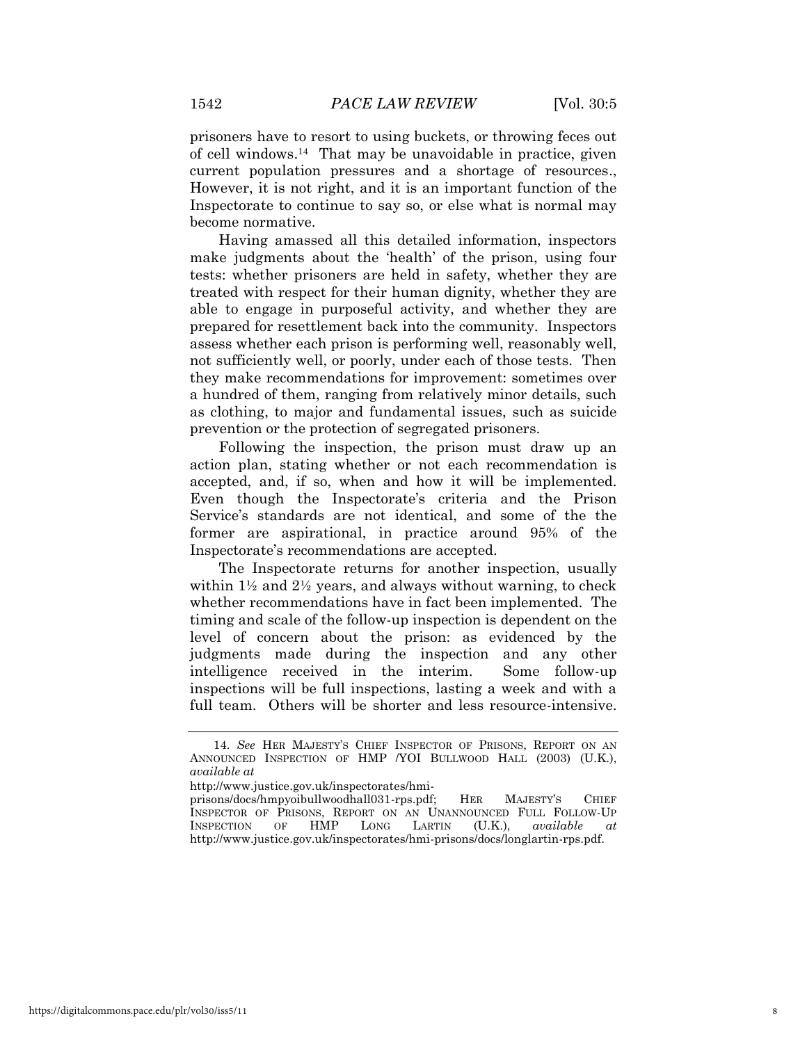prisoners have to resort to using buckets, or throwing feces out of cell windows.[14] That may be unavoidable in practice, given current population pressures and a shortage of resources., However, it is not right, and it is an important function of the Inspectorate to continue to say so, or else what is normal may become normative.

Having amassed all this detailed information, inspectors make judgments about the 'health' of the prison, using four tests: whether prisoners are held in safety, whether they are treated with respect for their human dignity, whether they are able to engage in purposeful activity, and whether they are prepared for resettlement back into the community. Inspectors assess whether each prison is performing well, reasonably well, not sufficiently well, or poorly, under each of those tests. Then they make recommendations for improvement: sometimes over a hundred of them, ranging from relatively minor details, such as clothing, to major and fundamental issues, such as suicide prevention or the protection of segregated prisoners.

Following the inspection, the prison must draw up an action plan, stating whether or not each recommendation is accepted, and, if so, when and how it will be implemented. Even though the Inspectorate's criteria and the Prison Service's standards are not identical, and some of the the former are aspirational, in practice around 95% of the Inspectorate's recommendations are accepted.

The Inspectorate returns for another inspection, usually within 1½ and 2½ years, and always without warning, to check whether recommendations have in fact been implemented. The timing and scale of the follow-up inspection is dependent on the level of concern about the prison: as evidenced by the judgments made during the inspection and any other intelligence received in the interim. Some follow-up inspections will be full inspections, lasting a week and with a full team. Others will be shorter and less resource-intensive.

---

14. *See* HER MAJESTY'S CHIEF INSPECTOR OF PRISONS, REPORT ON AN ANNOUNCED INSPECTION OF HMP /YOI BULLWOOD HALL (2003) (U.K.), *available at* http://www.justice.gov.uk/inspectorates/hmi-prisons/docs/hmpyoibullwoodhall031-rps.pdf; HER MAJESTY'S CHIEF INSPECTOR OF PRISONS, REPORT ON AN UNANNOUNCED FULL FOLLOW-UP INSPECTION OF HMP LONG LARTIN (U.K.), *available at* http://www.justice.gov.uk/inspectorates/hmi-prisons/docs/longlartin-rps.pdf.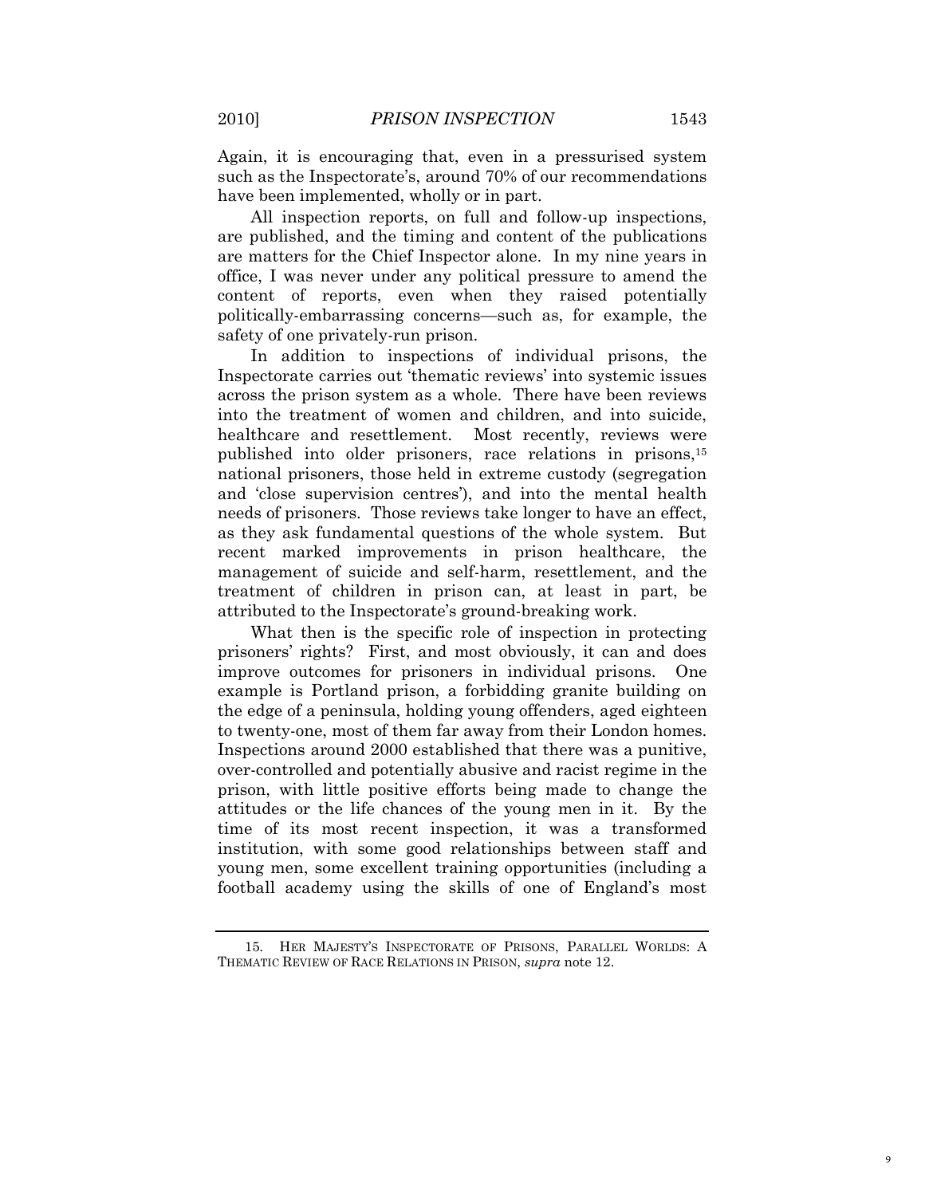Again, it is encouraging that, even in a pressurised system such as the Inspectorate's, around 70% of our recommendations have been implemented, wholly or in part.

All inspection reports, on full and follow-up inspections, are published, and the timing and content of the publications are matters for the Chief Inspector alone. In my nine years in office, I was never under any political pressure to amend the content of reports, even when they raised potentially politically-embarrassing concerns—such as, for example, the safety of one privately-run prison.

In addition to inspections of individual prisons, the Inspectorate carries out 'thematic reviews' into systemic issues across the prison system as a whole. There have been reviews into the treatment of women and children, and into suicide, healthcare and resettlement. Most recently, reviews were published into older prisoners, race relations in prisons,[15] national prisoners, those held in extreme custody (segregation and 'close supervision centres'), and into the mental health needs of prisoners. Those reviews take longer to have an effect, as they ask fundamental questions of the whole system. But recent marked improvements in prison healthcare, the management of suicide and self-harm, resettlement, and the treatment of children in prison can, at least in part, be attributed to the Inspectorate's ground-breaking work.

What then is the specific role of inspection in protecting prisoners' rights? First, and most obviously, it can and does improve outcomes for prisoners in individual prisons. One example is Portland prison, a forbidding granite building on the edge of a peninsula, holding young offenders, aged eighteen to twenty-one, most of them far away from their London homes. Inspections around 2000 established that there was a punitive, over-controlled and potentially abusive and racist regime in the prison, with little positive efforts being made to change the attitudes or the life chances of the young men in it. By the time of its most recent inspection, it was a transformed institution, with some good relationships between staff and young men, some excellent training opportunities (including a football academy using the skills of one of England's most

---

15. HER MAJESTY'S INSPECTORATE OF PRISONS, PARALLEL WORLDS: A THEMATIC REVIEW OF RACE RELATIONS IN PRISON, *supra* note 12.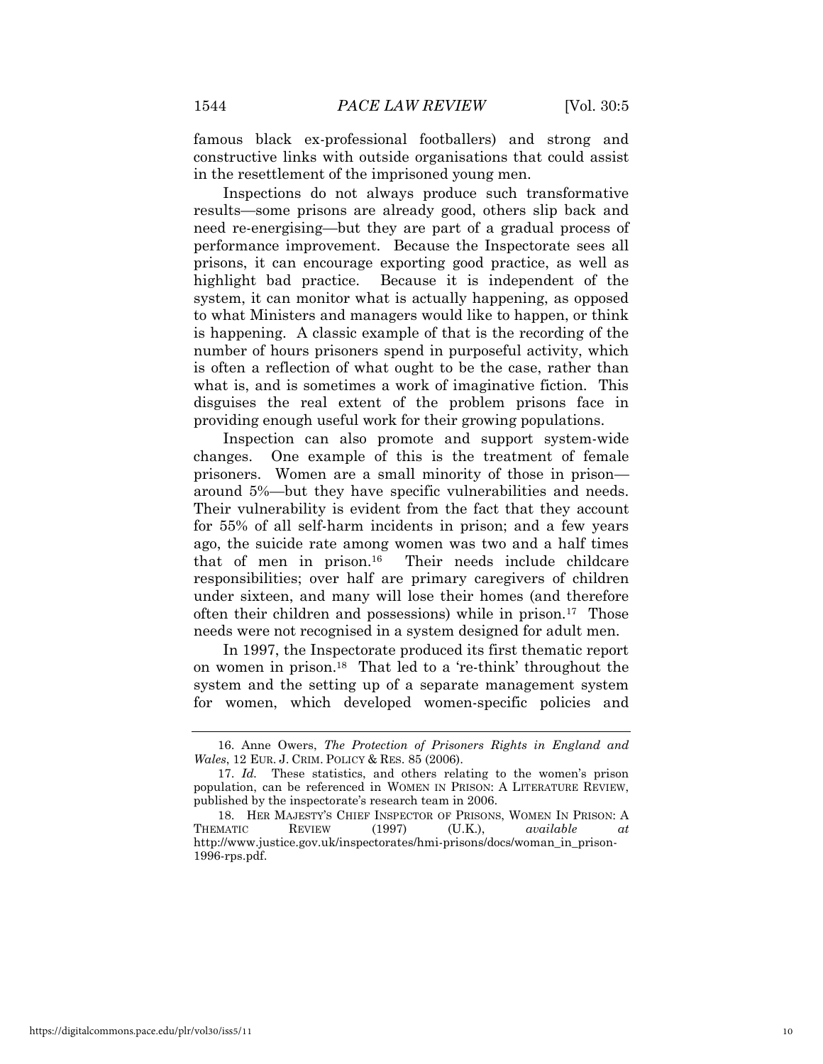famous black ex-professional footballers) and strong and constructive links with outside organisations that could assist in the resettlement of the imprisoned young men.

Inspections do not always produce such transformative results—some prisons are already good, others slip back and need re-energising—but they are part of a gradual process of performance improvement. Because the Inspectorate sees all prisons, it can encourage exporting good practice, as well as highlight bad practice. Because it is independent of the system, it can monitor what is actually happening, as opposed to what Ministers and managers would like to happen, or think is happening. A classic example of that is the recording of the number of hours prisoners spend in purposeful activity, which is often a reflection of what ought to be the case, rather than what is, and is sometimes a work of imaginative fiction. This disguises the real extent of the problem prisons face in providing enough useful work for their growing populations.

Inspection can also promote and support system-wide changes. One example of this is the treatment of female prisoners. Women are a small minority of those in prison—around 5%—but they have specific vulnerabilities and needs. Their vulnerability is evident from the fact that they account for 55% of all self-harm incidents in prison; and a few years ago, the suicide rate among women was two and a half times that of men in prison.[16] Their needs include childcare responsibilities; over half are primary caregivers of children under sixteen, and many will lose their homes (and therefore often their children and possessions) while in prison.[17] Those needs were not recognised in a system designed for adult men.

In 1997, the Inspectorate produced its first thematic report on women in prison.[18] That led to a 're-think' throughout the system and the setting up of a separate management system for women, which developed women-specific policies and

---

16. Anne Owers, *The Protection of Prisoners Rights in England and Wales*, 12 EUR. J. CRIM. POLICY & RES. 85 (2006).

17. *Id.* These statistics, and others relating to the women's prison population, can be referenced in WOMEN IN PRISON: A LITERATURE REVIEW, published by the inspectorate's research team in 2006.

18. HER MAJESTY'S CHIEF INSPECTOR OF PRISONS, WOMEN IN PRISON: A THEMATIC REVIEW (1997) (U.K.), *available at* http://www.justice.gov.uk/inspectorates/hmi-prisons/docs/woman_in_prison-1996-rps.pdf.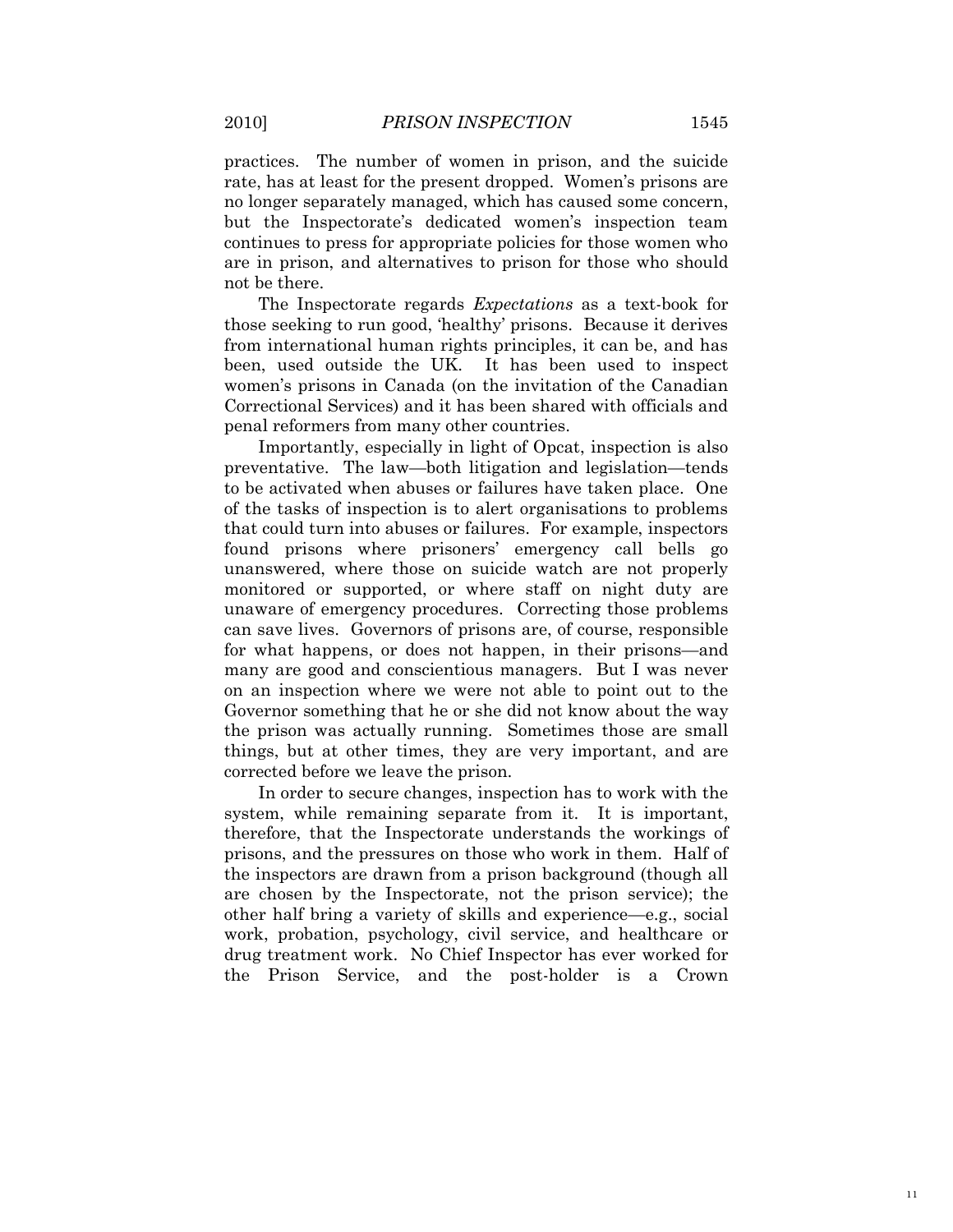practices. The number of women in prison, and the suicide rate, has at least for the present dropped. Women's prisons are no longer separately managed, which has caused some concern, but the Inspectorate's dedicated women's inspection team continues to press for appropriate policies for those women who are in prison, and alternatives to prison for those who should not be there.

The Inspectorate regards *Expectations* as a text-book for those seeking to run good, 'healthy' prisons. Because it derives from international human rights principles, it can be, and has been, used outside the UK. It has been used to inspect women's prisons in Canada (on the invitation of the Canadian Correctional Services) and it has been shared with officials and penal reformers from many other countries.

Importantly, especially in light of Opcat, inspection is also preventative. The law—both litigation and legislation—tends to be activated when abuses or failures have taken place. One of the tasks of inspection is to alert organisations to problems that could turn into abuses or failures. For example, inspectors found prisons where prisoners' emergency call bells go unanswered, where those on suicide watch are not properly monitored or supported, or where staff on night duty are unaware of emergency procedures. Correcting those problems can save lives. Governors of prisons are, of course, responsible for what happens, or does not happen, in their prisons—and many are good and conscientious managers. But I was never on an inspection where we were not able to point out to the Governor something that he or she did not know about the way the prison was actually running. Sometimes those are small things, but at other times, they are very important, and are corrected before we leave the prison.

In order to secure changes, inspection has to work with the system, while remaining separate from it. It is important, therefore, that the Inspectorate understands the workings of prisons, and the pressures on those who work in them. Half of the inspectors are drawn from a prison background (though all are chosen by the Inspectorate, not the prison service); the other half bring a variety of skills and experience—e.g., social work, probation, psychology, civil service, and healthcare or drug treatment work. No Chief Inspector has ever worked for the Prison Service, and the post-holder is a Crown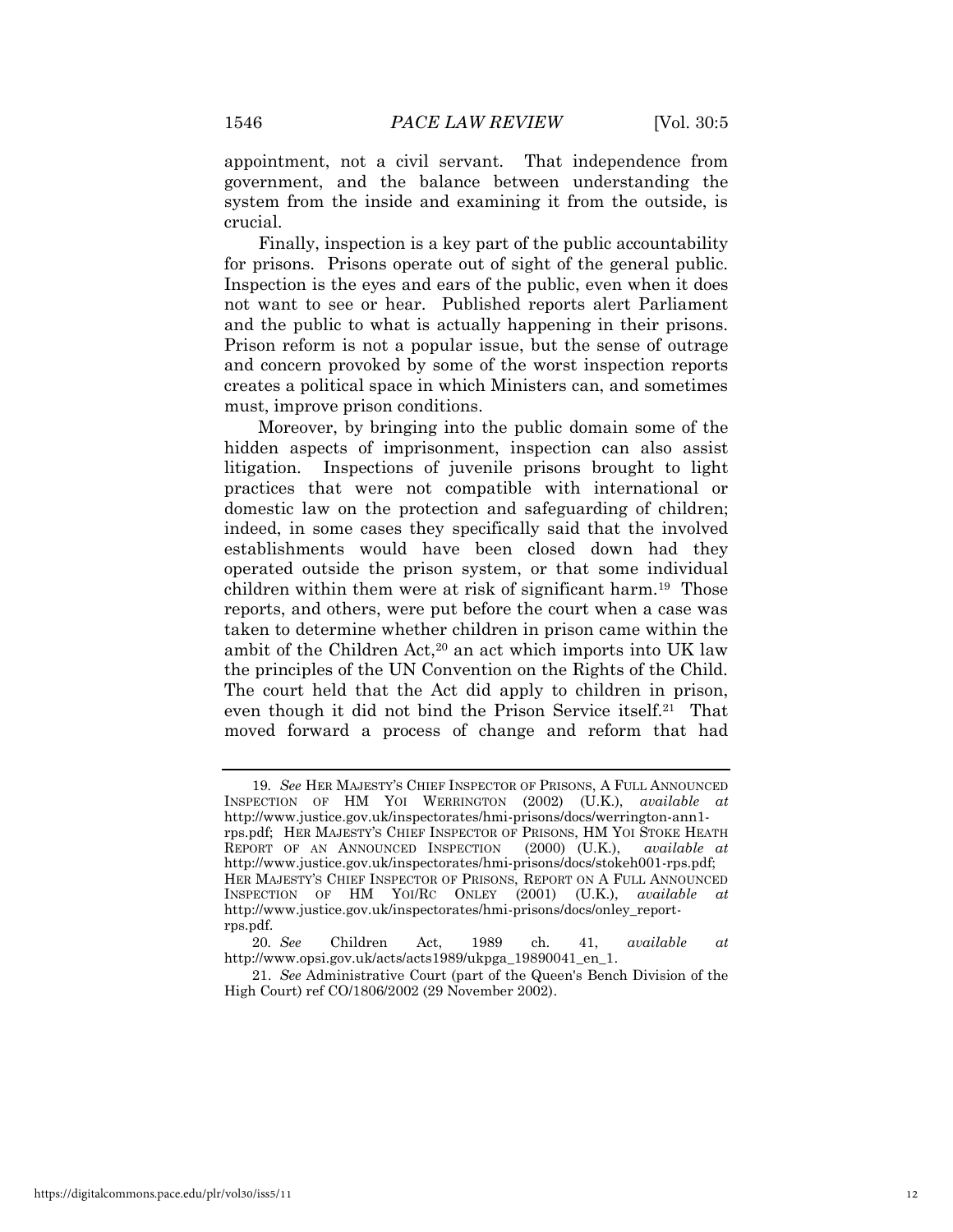appointment, not a civil servant. That independence from government, and the balance between understanding the system from the inside and examining it from the outside, is crucial.

Finally, inspection is a key part of the public accountability for prisons. Prisons operate out of sight of the general public. Inspection is the eyes and ears of the public, even when it does not want to see or hear. Published reports alert Parliament and the public to what is actually happening in their prisons. Prison reform is not a popular issue, but the sense of outrage and concern provoked by some of the worst inspection reports creates a political space in which Ministers can, and sometimes must, improve prison conditions.

Moreover, by bringing into the public domain some of the hidden aspects of imprisonment, inspection can also assist litigation. Inspections of juvenile prisons brought to light practices that were not compatible with international or domestic law on the protection and safeguarding of children; indeed, in some cases they specifically said that the involved establishments would have been closed down had they operated outside the prison system, or that some individual children within them were at risk of significant harm.[19] Those reports, and others, were put before the court when a case was taken to determine whether children in prison came within the ambit of the Children Act,[20] an act which imports into UK law the principles of the UN Convention on the Rights of the Child. The court held that the Act did apply to children in prison, even though it did not bind the Prison Service itself.[21] That moved forward a process of change and reform that had

---

19. *See* HER MAJESTY'S CHIEF INSPECTOR OF PRISONS, A FULL ANNOUNCED INSPECTION OF HM YOI WERRINGTON (2002) (U.K.), *available at* http://www.justice.gov.uk/inspectorates/hmi-prisons/docs/werrington-ann1-rps.pdf; HER MAJESTY'S CHIEF INSPECTOR OF PRISONS, HM YOI STOKE HEATH REPORT OF AN ANNOUNCED INSPECTION (2000) (U.K.), *available at* http://www.justice.gov.uk/inspectorates/hmi-prisons/docs/stokeh001-rps.pdf; HER MAJESTY'S CHIEF INSPECTOR OF PRISONS, REPORT ON A FULL ANNOUNCED INSPECTION OF HM YOI/RC ONLEY (2001) (U.K.), *available at* http://www.justice.gov.uk/inspectorates/hmi-prisons/docs/onley_report-rps.pdf.

20. *See* Children Act, 1989 ch. 41, *available at* http://www.opsi.gov.uk/acts/acts1989/ukpga_19890041_en_1.

21. *See* Administrative Court (part of the Queen's Bench Division of the High Court) ref CO/1806/2002 (29 November 2002).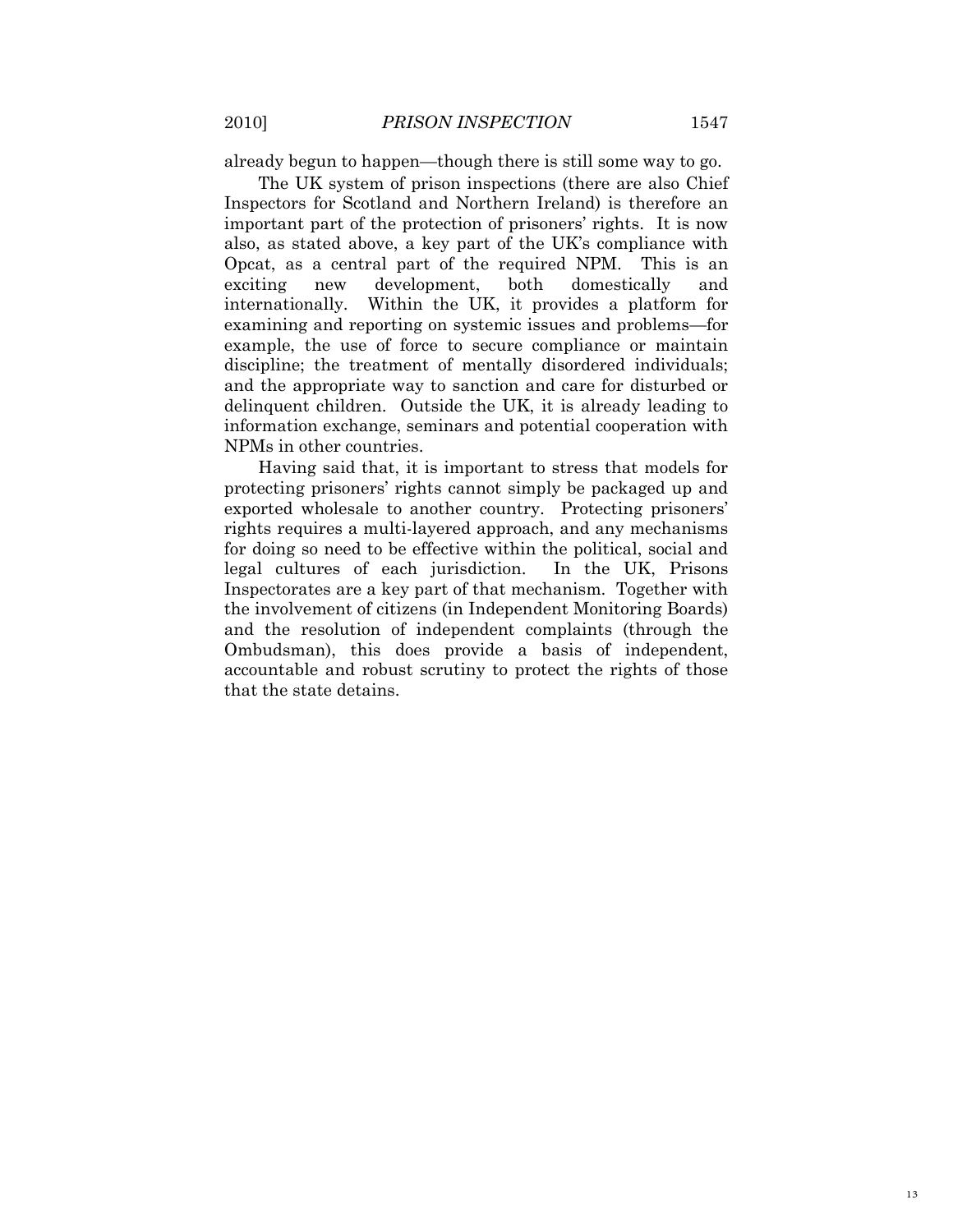already begun to happen—though there is still some way to go.

The UK system of prison inspections (there are also Chief Inspectors for Scotland and Northern Ireland) is therefore an important part of the protection of prisoners' rights. It is now also, as stated above, a key part of the UK's compliance with Opcat, as a central part of the required NPM. This is an exciting new development, both domestically and internationally. Within the UK, it provides a platform for examining and reporting on systemic issues and problems—for example, the use of force to secure compliance or maintain discipline; the treatment of mentally disordered individuals; and the appropriate way to sanction and care for disturbed or delinquent children. Outside the UK, it is already leading to information exchange, seminars and potential cooperation with NPMs in other countries.

Having said that, it is important to stress that models for protecting prisoners' rights cannot simply be packaged up and exported wholesale to another country. Protecting prisoners' rights requires a multi-layered approach, and any mechanisms for doing so need to be effective within the political, social and legal cultures of each jurisdiction. In the UK, Prisons Inspectorates are a key part of that mechanism. Together with the involvement of citizens (in Independent Monitoring Boards) and the resolution of independent complaints (through the Ombudsman), this does provide a basis of independent, accountable and robust scrutiny to protect the rights of those that the state detains.